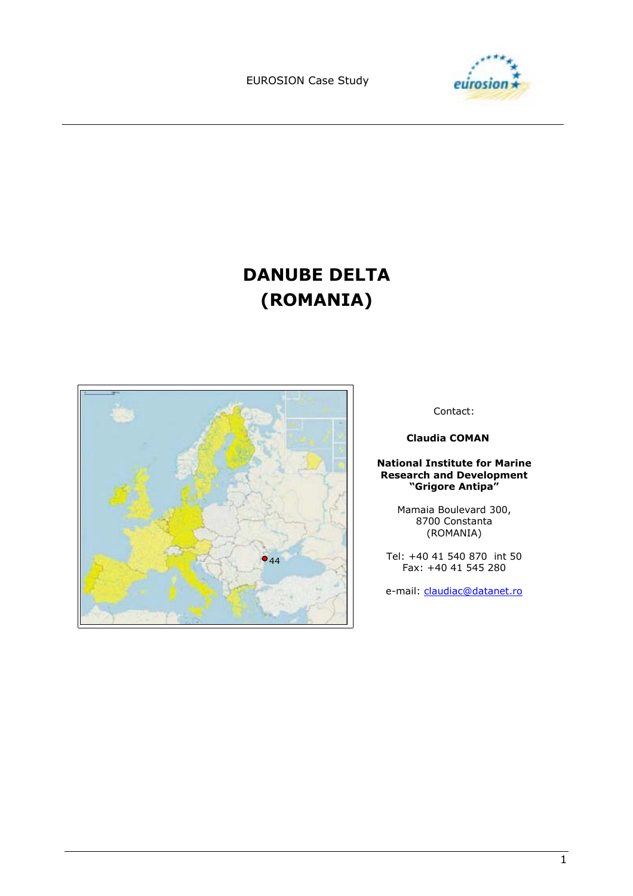EUROSION Case Study

# DANUBE DELTA (ROMANIA)

Contact:

**Claudia COMAN**

**National Institute for Marine Research and Development "Grigore Antipa"**

Mamaia Boulevard 300,
8700 Constanta
(ROMANIA)

Tel: +40 41 540 870 int 50
Fax: +40 41 545 280

e-mail: claudiac@datanet.ro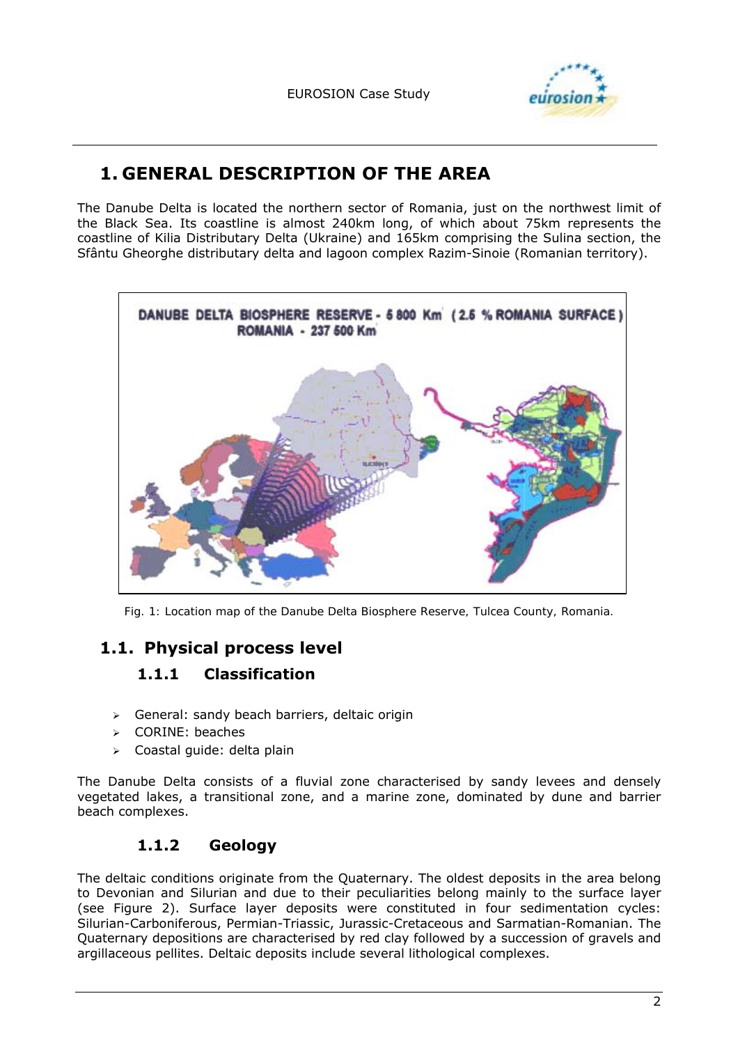# 1. GENERAL DESCRIPTION OF THE AREA

The Danube Delta is located the northern sector of Romania, just on the northwest limit of the Black Sea. Its coastline is almost 240km long, of which about 75km represents the coastline of Kilia Distributary Delta (Ukraine) and 165km comprising the Sulina section, the Sfântu Gheorghe distributary delta and lagoon complex Razim-Sinoie (Romanian territory).

Fig. 1: Location map of the Danube Delta Biosphere Reserve, Tulcea County, Romania.

## 1.1. Physical process level

### 1.1.1 Classification

- General: sandy beach barriers, deltaic origin
- CORINE: beaches
- Coastal guide: delta plain

The Danube Delta consists of a fluvial zone characterised by sandy levees and densely vegetated lakes, a transitional zone, and a marine zone, dominated by dune and barrier beach complexes.

### 1.1.2 Geology

The deltaic conditions originate from the Quaternary. The oldest deposits in the area belong to Devonian and Silurian and due to their peculiarities belong mainly to the surface layer (see Figure 2). Surface layer deposits were constituted in four sedimentation cycles: Silurian-Carboniferous, Permian-Triassic, Jurassic-Cretaceous and Sarmatian-Romanian. The Quaternary depositions are characterised by red clay followed by a succession of gravels and argillaceous pellites. Deltaic deposits include several lithological complexes.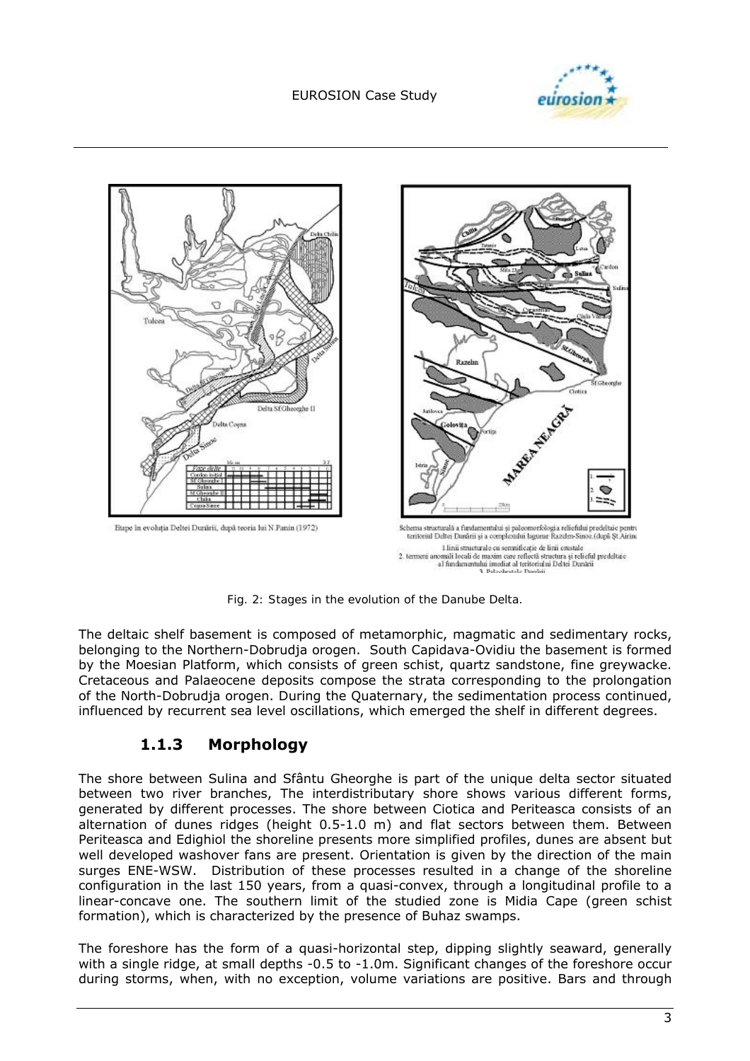Etape în evoluţia Deltei Dunării, după teoria lui N.Panin (1972)

Schema structurală a fundamentului şi paleomorfologia reliefului predeltaic pentru teritoriul Deltei Dunării şi a complexului lagunar Razelm-Sinoe (după Şt.Airinei)
1.linii structurale cu semnificaţie de linii crustale
2. termeni anomali locali de maxim care reflectă structura şi relieful predeltaic al fundamentului imediat al teritoriului Deltei Dunării
3. Paleoalbiile Dunării

Fig. 2: Stages in the evolution of the Danube Delta.

The deltaic shelf basement is composed of metamorphic, magmatic and sedimentary rocks, belonging to the Northern-Dobrudja orogen. South Capidava-Ovidiu the basement is formed by the Moesian Platform, which consists of green schist, quartz sandstone, fine greywacke. Cretaceous and Palaeocene deposits compose the strata corresponding to the prolongation of the North-Dobrudja orogen. During the Quaternary, the sedimentation process continued, influenced by recurrent sea level oscillations, which emerged the shelf in different degrees.

### 1.1.3 Morphology

The shore between Sulina and Sfântu Gheorghe is part of the unique delta sector situated between two river branches, The interdistributary shore shows various different forms, generated by different processes. The shore between Ciotica and Periteasca consists of an alternation of dunes ridges (height 0.5-1.0 m) and flat sectors between them. Between Periteasca and Edighiol the shoreline presents more simplified profiles, dunes are absent but well developed washover fans are present. Orientation is given by the direction of the main surges ENE-WSW. Distribution of these processes resulted in a change of the shoreline configuration in the last 150 years, from a quasi-convex, through a longitudinal profile to a linear-concave one. The southern limit of the studied zone is Midia Cape (green schist formation), which is characterized by the presence of Buhaz swamps.

The foreshore has the form of a quasi-horizontal step, dipping slightly seaward, generally with a single ridge, at small depths -0.5 to -1.0m. Significant changes of the foreshore occur during storms, when, with no exception, volume variations are positive. Bars and through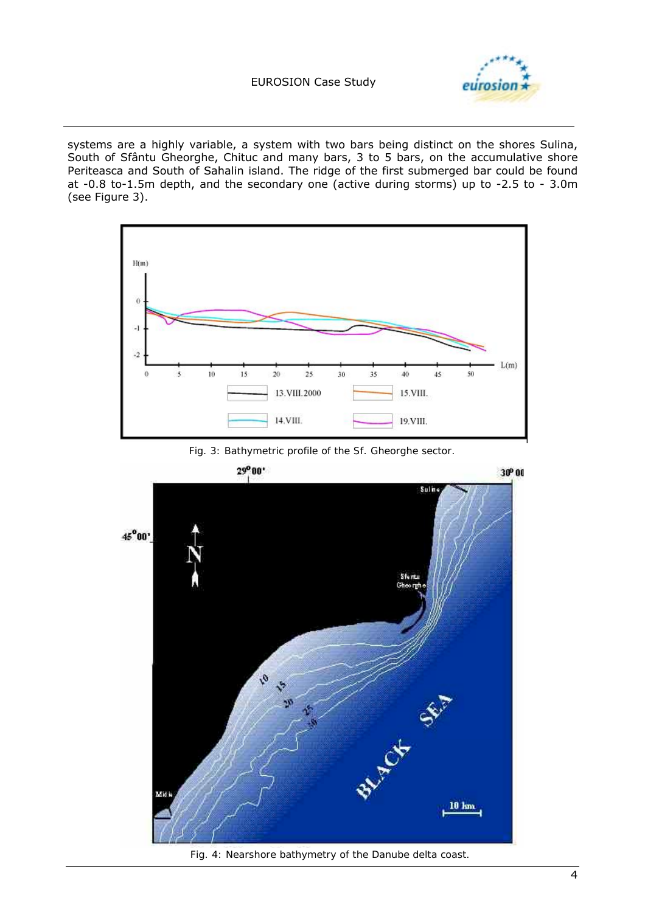systems are a highly variable, a system with two bars being distinct on the shores Sulina, South of Sfântu Gheorghe, Chituc and many bars, 3 to 5 bars, on the accumulative shore Periteasca and South of Sahalin island. The ridge of the first submerged bar could be found at -0.8 to-1.5m depth, and the secondary one (active during storms) up to -2.5 to - 3.0m (see Figure 3).

Fig. 3: Bathymetric profile of the Sf. Gheorghe sector.

Fig. 4: Nearshore bathymetry of the Danube delta coast.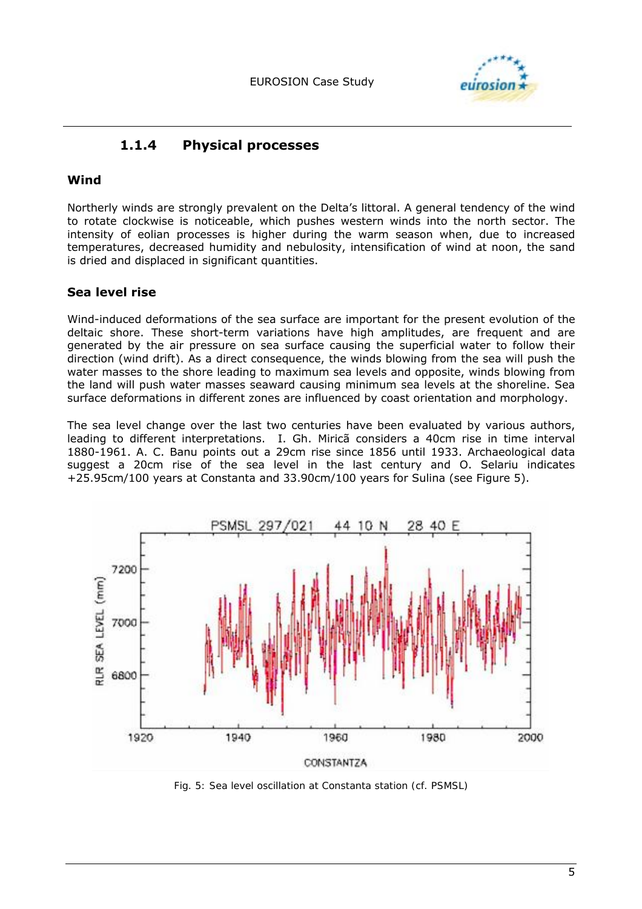### 1.1.4 Physical processes

#### Wind

Northerly winds are strongly prevalent on the Delta's littoral. A general tendency of the wind to rotate clockwise is noticeable, which pushes western winds into the north sector. The intensity of eolian processes is higher during the warm season when, due to increased temperatures, decreased humidity and nebulosity, intensification of wind at noon, the sand is dried and displaced in significant quantities.

#### Sea level rise

Wind-induced deformations of the sea surface are important for the present evolution of the deltaic shore. These short-term variations have high amplitudes, are frequent and are generated by the air pressure on sea surface causing the superficial water to follow their direction (wind drift). As a direct consequence, the winds blowing from the sea will push the water masses to the shore leading to maximum sea levels and opposite, winds blowing from the land will push water masses seaward causing minimum sea levels at the shoreline. Sea surface deformations in different zones are influenced by coast orientation and morphology.

The sea level change over the last two centuries have been evaluated by various authors, leading to different interpretations. I. Gh. Miricã considers a 40cm rise in time interval 1880-1961. A. C. Banu points out a 29cm rise since 1856 until 1933. Archaeological data suggest a 20cm rise of the sea level in the last century and O. Selariu indicates +25.95cm/100 years at Constanta and 33.90cm/100 years for Sulina (see Figure 5).

Fig. 5: Sea level oscillation at Constanta station (cf. PSMSL)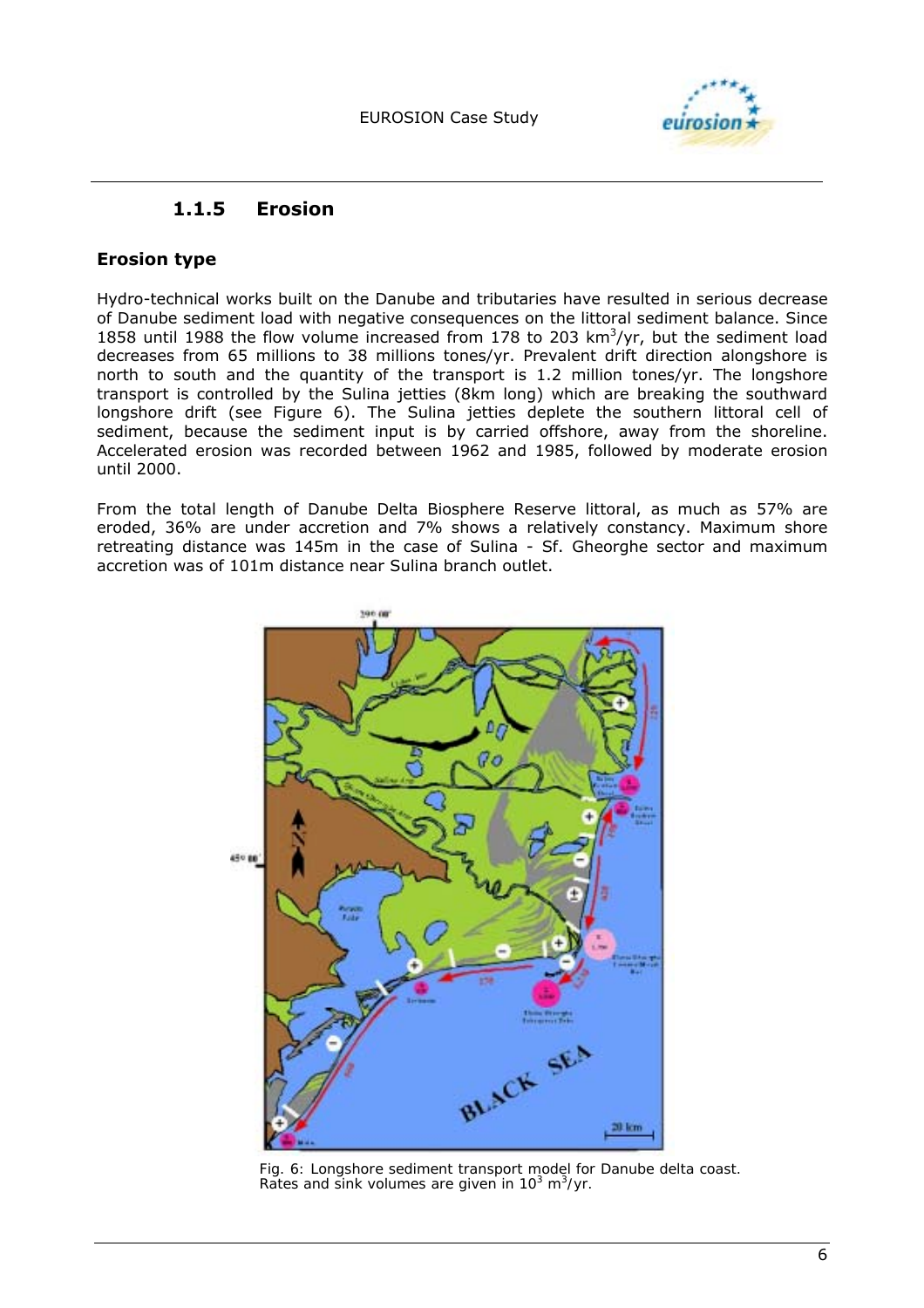### 1.1.5 Erosion

#### Erosion type

Hydro-technical works built on the Danube and tributaries have resulted in serious decrease of Danube sediment load with negative consequences on the littoral sediment balance. Since 1858 until 1988 the flow volume increased from 178 to 203 $km^3$/yr, but the sediment load decreases from 65 millions to 38 millions tones/yr. Prevalent drift direction alongshore is north to south and the quantity of the transport is 1.2 million tones/yr. The longshore transport is controlled by the Sulina jetties (8km long) which are breaking the southward longshore drift (see Figure 6). The Sulina jetties deplete the southern littoral cell of sediment, because the sediment input is by carried offshore, away from the shoreline. Accelerated erosion was recorded between 1962 and 1985, followed by moderate erosion until 2000.

From the total length of Danube Delta Biosphere Reserve littoral, as much as 57% are eroded, 36% are under accretion and 7% shows a relatively constancy. Maximum shore retreating distance was 145m in the case of Sulina - Sf. Gheorghe sector and maximum accretion was of 101m distance near Sulina branch outlet.

Fig. 6: Longshore sediment transport model for Danube delta coast. Rates and sink volumes are given in $10^3$ $m^3$/yr.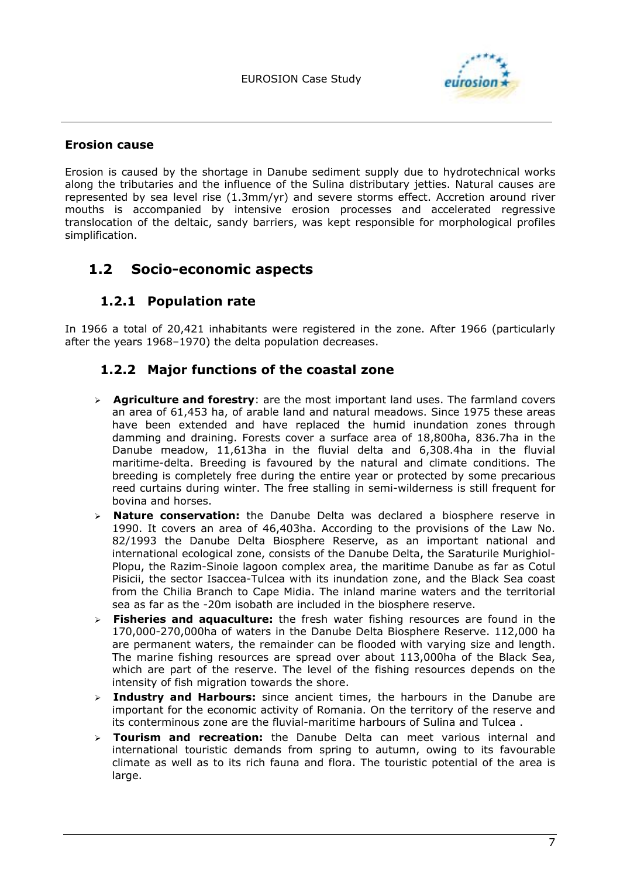**Erosion cause**

Erosion is caused by the shortage in Danube sediment supply due to hydrotechnical works along the tributaries and the influence of the Sulina distributary jetties. Natural causes are represented by sea level rise (1.3mm/yr) and severe storms effect. Accretion around river mouths is accompanied by intensive erosion processes and accelerated regressive translocation of the deltaic, sandy barriers, was kept responsible for morphological profiles simplification.

## 1.2 Socio-economic aspects

### 1.2.1 Population rate

In 1966 a total of 20,421 inhabitants were registered in the zone. After 1966 (particularly after the years 1968–1970) the delta population decreases.

### 1.2.2 Major functions of the coastal zone

- **Agriculture and forestry**: are the most important land uses. The farmland covers an area of 61,453 ha, of arable land and natural meadows. Since 1975 these areas have been extended and have replaced the humid inundation zones through damming and draining. Forests cover a surface area of 18,800ha, 836.7ha in the Danube meadow, 11,613ha in the fluvial delta and 6,308.4ha in the fluvial maritime-delta. Breeding is favoured by the natural and climate conditions. The breeding is completely free during the entire year or protected by some precarious reed curtains during winter. The free stalling in semi-wilderness is still frequent for bovina and horses.
- **Nature conservation:** the Danube Delta was declared a biosphere reserve in 1990. It covers an area of 46,403ha. According to the provisions of the Law No. 82/1993 the Danube Delta Biosphere Reserve, as an important national and international ecological zone, consists of the Danube Delta, the Saraturile Murighiol-Plopu, the Razim-Sinoie lagoon complex area, the maritime Danube as far as Cotul Pisicii, the sector Isaccea-Tulcea with its inundation zone, and the Black Sea coast from the Chilia Branch to Cape Midia. The inland marine waters and the territorial sea as far as the -20m isobath are included in the biosphere reserve.
- **Fisheries and aquaculture:** the fresh water fishing resources are found in the 170,000-270,000ha of waters in the Danube Delta Biosphere Reserve. 112,000 ha are permanent waters, the remainder can be flooded with varying size and length. The marine fishing resources are spread over about 113,000ha of the Black Sea, which are part of the reserve. The level of the fishing resources depends on the intensity of fish migration towards the shore.
- **Industry and Harbours:** since ancient times, the harbours in the Danube are important for the economic activity of Romania. On the territory of the reserve and its conterminous zone are the fluvial-maritime harbours of Sulina and Tulcea .
- **Tourism and recreation:** the Danube Delta can meet various internal and international touristic demands from spring to autumn, owing to its favourable climate as well as to its rich fauna and flora. The touristic potential of the area is large.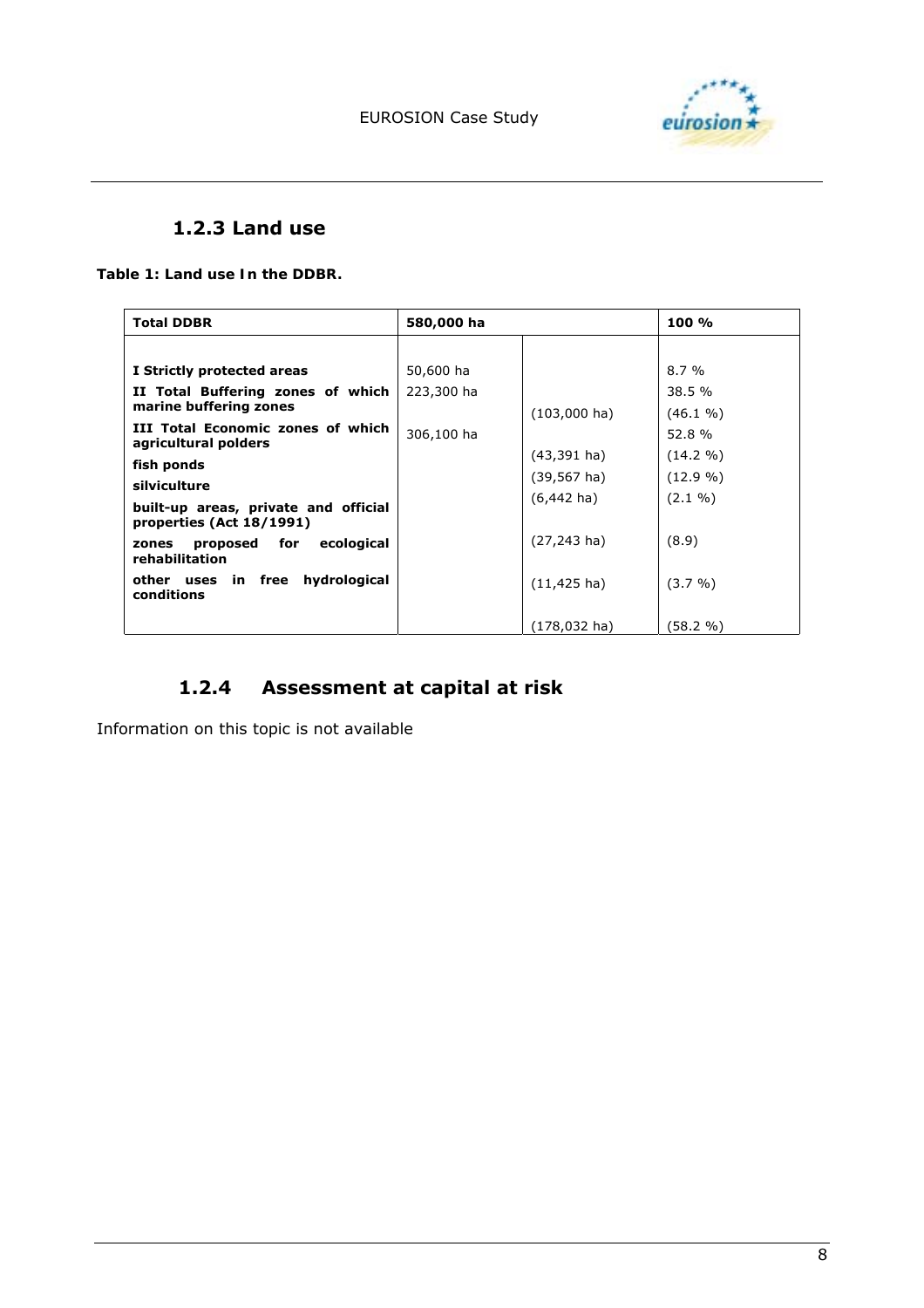### 1.2.3 Land use

**Table 1: Land use In the DDBR.**

| **Total DDBR** | **580,000 ha** | | **100 %** |
|---|---|---|---|
| **I Strictly protected areas** | 50,600 ha | | 8.7 % |
| **II Total Buffering zones of which marine buffering zones** | 223,300 ha | (103,000 ha) | 38.5 % (46.1 %) |
| **III Total Economic zones of which agricultural polders** | 306,100 ha | (43,391 ha) | 52.8 % (14.2 %) |
| **fish ponds** | | (39,567 ha) | (12.9 %) |
| **silviculture** | | (6,442 ha) | (2.1 %) |
| **built-up areas, private and official properties (Act 18/1991)** | | (27,243 ha) | (8.9) |
| **zones proposed for ecological rehabilitation** | | (11,425 ha) | (3.7 %) |
| **other uses in free hydrological conditions** | | (178,032 ha) | (58.2 %) |

### 1.2.4 Assessment at capital at risk

Information on this topic is not available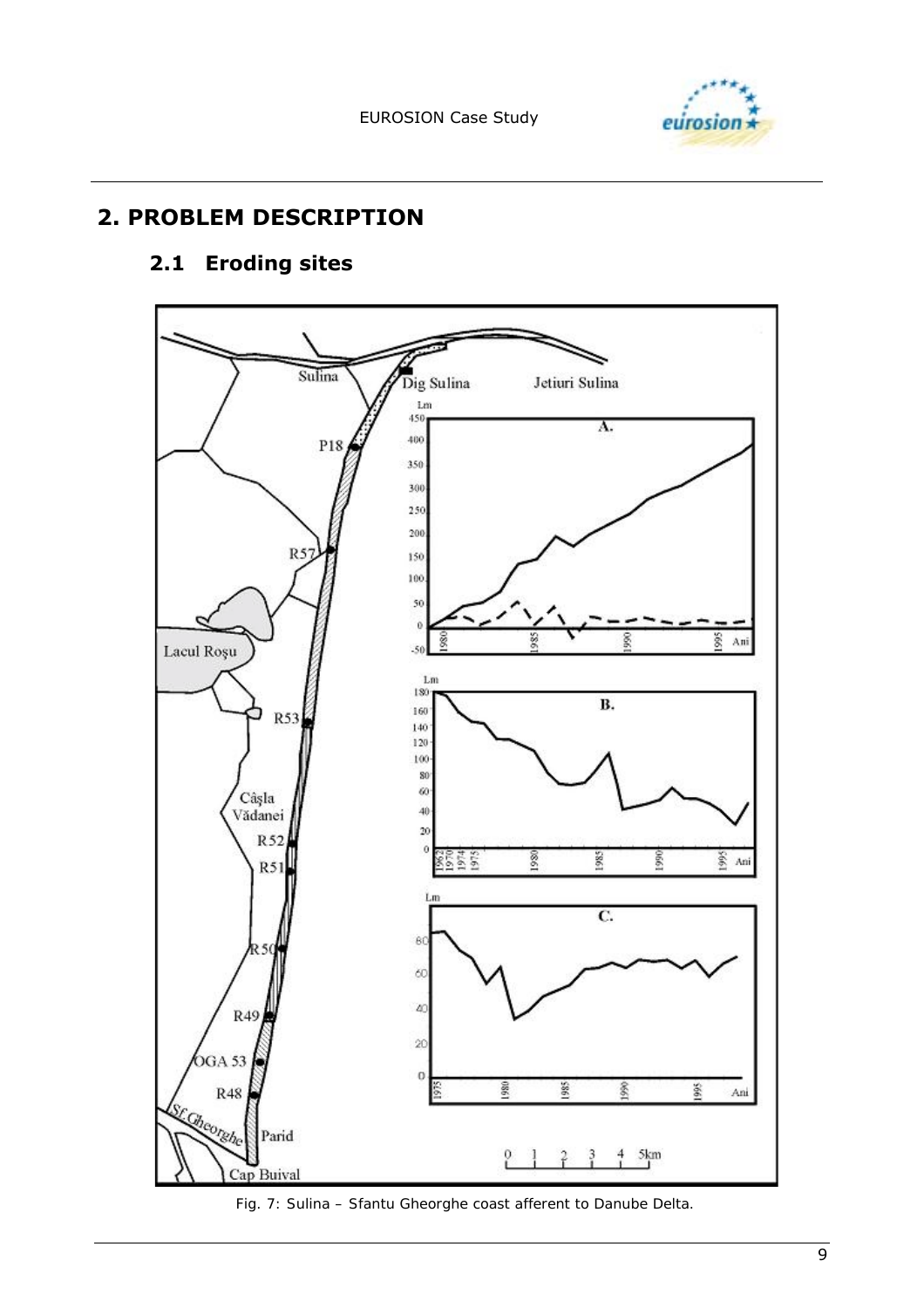## 2. PROBLEM DESCRIPTION

### 2.1 Eroding sites

Fig. 7: Sulina – Sfantu Gheorghe coast afferent to Danube Delta.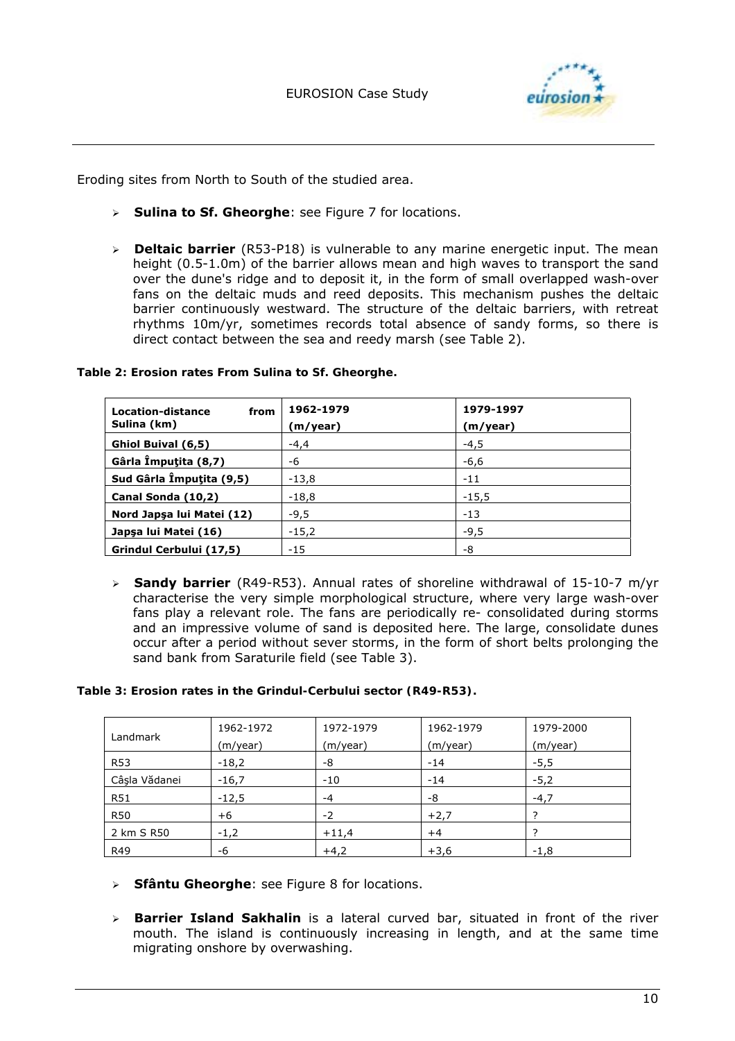Eroding sites from North to South of the studied area.

- **Sulina to Sf. Gheorghe**: see Figure 7 for locations.

- **Deltaic barrier** (R53-P18) is vulnerable to any marine energetic input. The mean height (0.5-1.0m) of the barrier allows mean and high waves to transport the sand over the dune's ridge and to deposit it, in the form of small overlapped wash-over fans on the deltaic muds and reed deposits. This mechanism pushes the deltaic barrier continuously westward. The structure of the deltaic barriers, with retreat rhythms 10m/yr, sometimes records total absence of sandy forms, so there is direct contact between the sea and reedy marsh (see Table 2).

**Table 2: Erosion rates From Sulina to Sf. Gheorghe.**

| Location-distance from Sulina (km) | 1962-1979 (m/year) | 1979-1997 (m/year) |
|---|---|---|
| **Ghiol Buival (6,5)** | -4,4 | -4,5 |
| **Gârla Împuţita (8,7)** | -6 | -6,6 |
| **Sud Gârla Împuţita (9,5)** | -13,8 | -11 |
| **Canal Sonda (10,2)** | -18,8 | -15,5 |
| **Nord Japşa lui Matei (12)** | -9,5 | -13 |
| **Japşa lui Matei (16)** | -15,2 | -9,5 |
| **Grindul Cerbului (17,5)** | -15 | -8 |

- **Sandy barrier** (R49-R53). Annual rates of shoreline withdrawal of 15-10-7 m/yr characterise the very simple morphological structure, where very large wash-over fans play a relevant role. The fans are periodically re- consolidated during storms and an impressive volume of sand is deposited here. The large, consolidate dunes occur after a period without sever storms, in the form of short belts prolonging the sand bank from Saraturile field (see Table 3).

**Table 3: Erosion rates in the Grindul-Cerbului sector (R49-R53).**

| Landmark | 1962-1972 (m/year) | 1972-1979 (m/year) | 1962-1979 (m/year) | 1979-2000 (m/year) |
|---|---|---|---|---|
| R53 | -18,2 | -8 | -14 | -5,5 |
| Câşla Vădanei | -16,7 | -10 | -14 | -5,2 |
| R51 | -12,5 | -4 | -8 | -4,7 |
| R50 | +6 | -2 | +2,7 | ? |
| 2 km S R50 | -1,2 | +11,4 | +4 | ? |
| R49 | -6 | +4,2 | +3,6 | -1,8 |

- **Sfântu Gheorghe**: see Figure 8 for locations.

- **Barrier Island Sakhalin** is a lateral curved bar, situated in front of the river mouth. The island is continuously increasing in length, and at the same time migrating onshore by overwashing.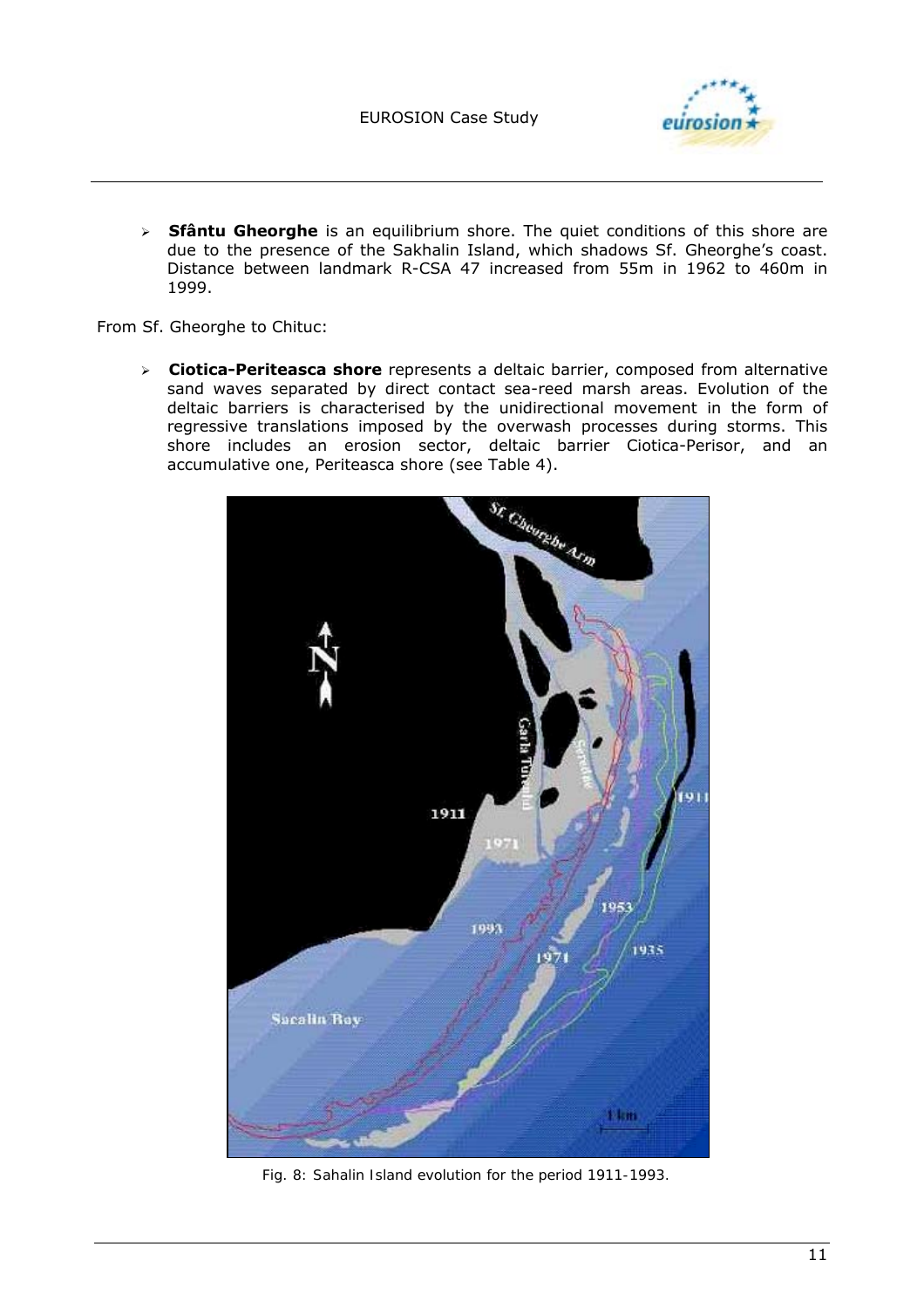- **Sfântu Gheorghe** is an equilibrium shore. The quiet conditions of this shore are due to the presence of the Sakhalin Island, which shadows Sf. Gheorghe's coast. Distance between landmark R-CSA 47 increased from 55m in 1962 to 460m in 1999.

From Sf. Gheorghe to Chituc:

- **Ciotica-Periteasca shore** represents a deltaic barrier, composed from alternative sand waves separated by direct contact sea-reed marsh areas. Evolution of the deltaic barriers is characterised by the unidirectional movement in the form of regressive translations imposed by the overwash processes during storms. This shore includes an erosion sector, deltaic barrier Ciotica-Perisor, and an accumulative one, Periteasca shore (see Table 4).

Fig. 8: Sahalin Island evolution for the period 1911-1993.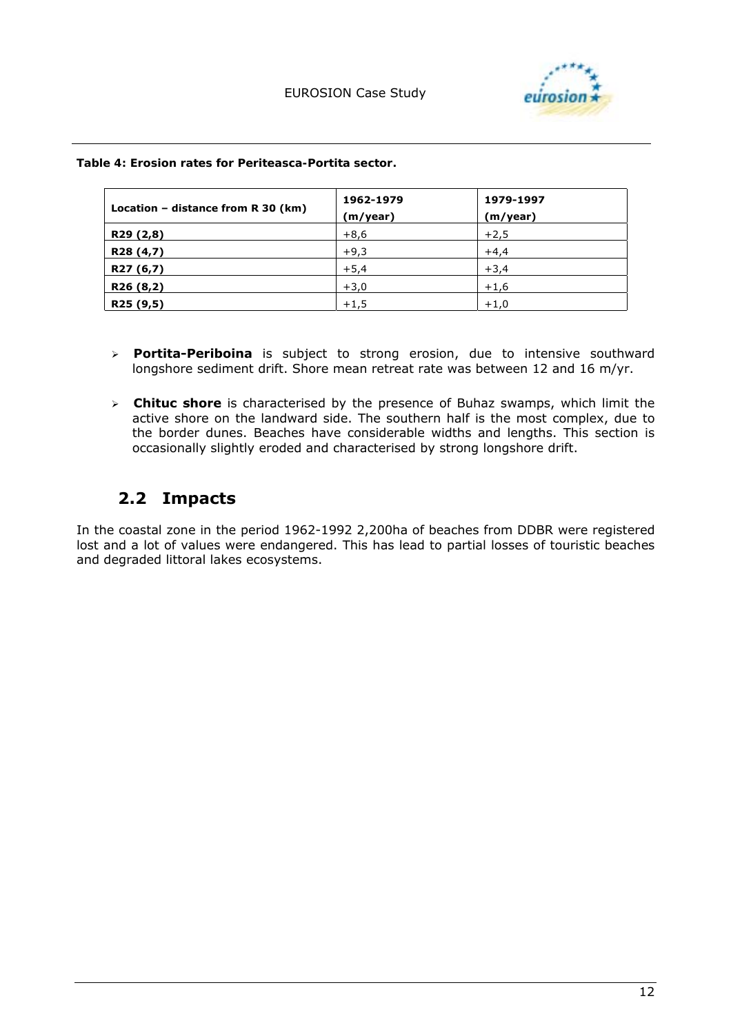**Table 4: Erosion rates for Periteasca-Portita sector.**

| Location – distance from R 30 (km) | 1962-1979 (m/year) | 1979-1997 (m/year) |
|---|---|---|
| **R29 (2,8)** | +8,6 | +2,5 |
| **R28 (4,7)** | +9,3 | +4,4 |
| **R27 (6,7)** | +5,4 | +3,4 |
| **R26 (8,2)** | +3,0 | +1,6 |
| **R25 (9,5)** | +1,5 | +1,0 |

- **Portita-Periboina** is subject to strong erosion, due to intensive southward longshore sediment drift. Shore mean retreat rate was between 12 and 16 m/yr.
- **Chituc shore** is characterised by the presence of Buhaz swamps, which limit the active shore on the landward side. The southern half is the most complex, due to the border dunes. Beaches have considerable widths and lengths. This section is occasionally slightly eroded and characterised by strong longshore drift.

## 2.2 Impacts

In the coastal zone in the period 1962-1992 2,200ha of beaches from DDBR were registered lost and a lot of values were endangered. This has lead to partial losses of touristic beaches and degraded littoral lakes ecosystems.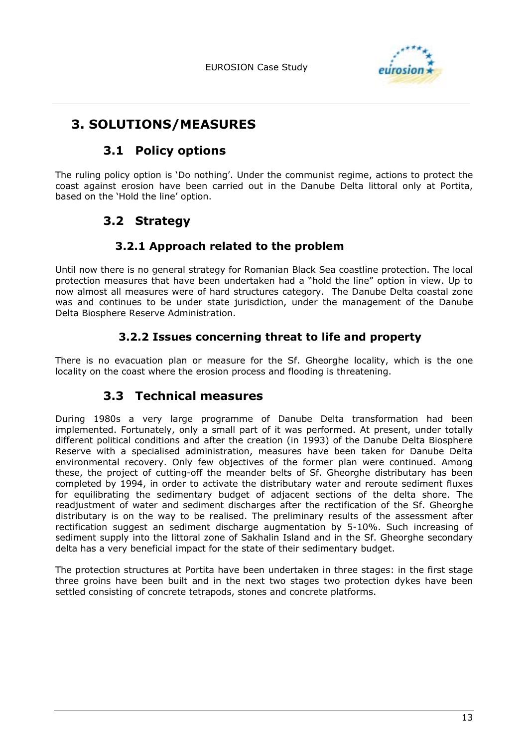# 3. SOLUTIONS/MEASURES

## 3.1 Policy options

The ruling policy option is 'Do nothing'. Under the communist regime, actions to protect the coast against erosion have been carried out in the Danube Delta littoral only at Portita, based on the 'Hold the line' option.

## 3.2 Strategy

### 3.2.1 Approach related to the problem

Until now there is no general strategy for Romanian Black Sea coastline protection. The local protection measures that have been undertaken had a "hold the line" option in view. Up to now almost all measures were of hard structures category. The Danube Delta coastal zone was and continues to be under state jurisdiction, under the management of the Danube Delta Biosphere Reserve Administration.

### 3.2.2 Issues concerning threat to life and property

There is no evacuation plan or measure for the Sf. Gheorghe locality, which is the one locality on the coast where the erosion process and flooding is threatening.

## 3.3 Technical measures

During 1980s a very large programme of Danube Delta transformation had been implemented. Fortunately, only a small part of it was performed. At present, under totally different political conditions and after the creation (in 1993) of the Danube Delta Biosphere Reserve with a specialised administration, measures have been taken for Danube Delta environmental recovery. Only few objectives of the former plan were continued. Among these, the project of cutting-off the meander belts of Sf. Gheorghe distributary has been completed by 1994, in order to activate the distributary water and reroute sediment fluxes for equilibrating the sedimentary budget of adjacent sections of the delta shore. The readjustment of water and sediment discharges after the rectification of the Sf. Gheorghe distributary is on the way to be realised. The preliminary results of the assessment after rectification suggest an sediment discharge augmentation by 5-10%. Such increasing of sediment supply into the littoral zone of Sakhalin Island and in the Sf. Gheorghe secondary delta has a very beneficial impact for the state of their sedimentary budget.

The protection structures at Portita have been undertaken in three stages: in the first stage three groins have been built and in the next two stages two protection dykes have been settled consisting of concrete tetrapods, stones and concrete platforms.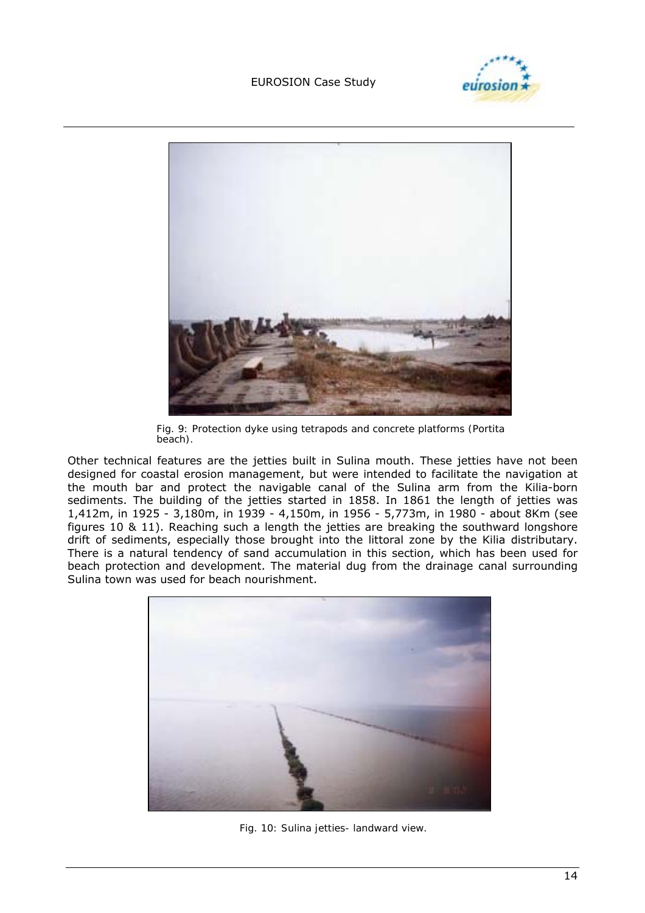Fig. 9: Protection dyke using tetrapods and concrete platforms (Portita beach).

Other technical features are the jetties built in Sulina mouth. These jetties have not been designed for coastal erosion management, but were intended to facilitate the navigation at the mouth bar and protect the navigable canal of the Sulina arm from the Kilia-born sediments. The building of the jetties started in 1858. In 1861 the length of jetties was 1,412m, in 1925 - 3,180m, in 1939 - 4,150m, in 1956 - 5,773m, in 1980 - about 8Km (see figures 10 & 11). Reaching such a length the jetties are breaking the southward longshore drift of sediments, especially those brought into the littoral zone by the Kilia distributary. There is a natural tendency of sand accumulation in this section, which has been used for beach protection and development. The material dug from the drainage canal surrounding Sulina town was used for beach nourishment.

Fig. 10: Sulina jetties- landward view.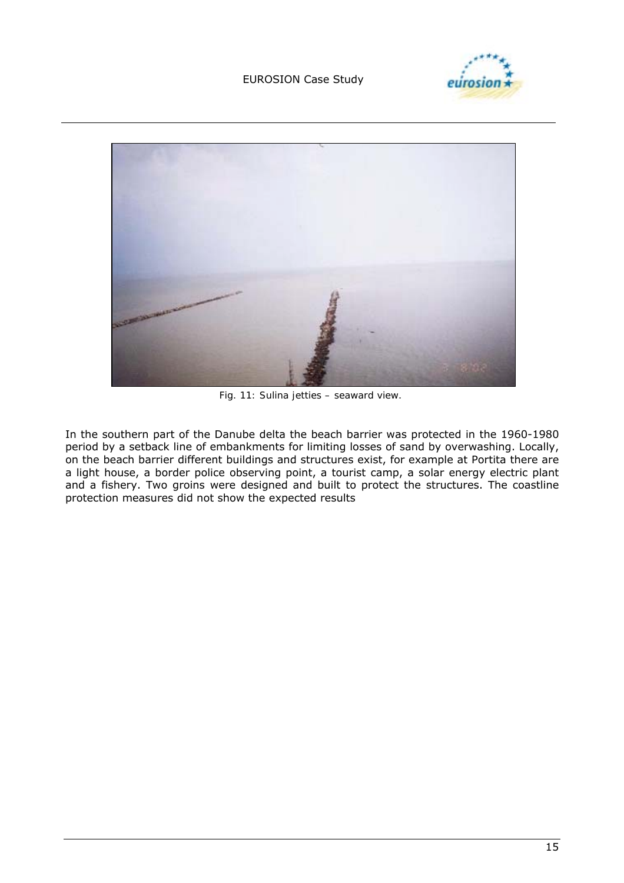Fig. 11: Sulina jetties – seaward view.

In the southern part of the Danube delta the beach barrier was protected in the 1960-1980 period by a setback line of embankments for limiting losses of sand by overwashing. Locally, on the beach barrier different buildings and structures exist, for example at Portita there are a light house, a border police observing point, a tourist camp, a solar energy electric plant and a fishery. Two groins were designed and built to protect the structures. The coastline protection measures did not show the expected results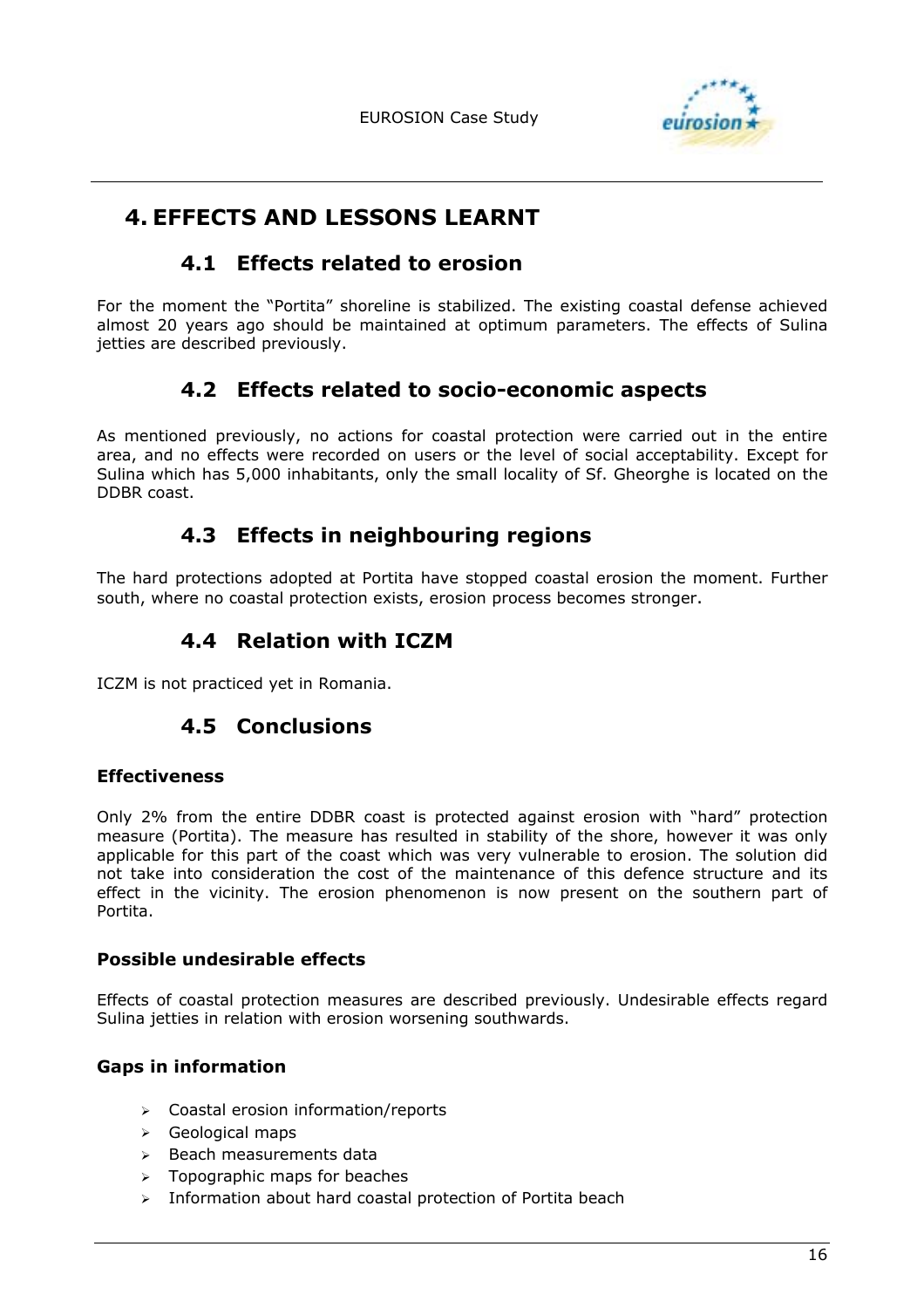# 4. EFFECTS AND LESSONS LEARNT

## 4.1 Effects related to erosion

For the moment the "Portita" shoreline is stabilized. The existing coastal defense achieved almost 20 years ago should be maintained at optimum parameters. The effects of Sulina jetties are described previously.

## 4.2 Effects related to socio-economic aspects

As mentioned previously, no actions for coastal protection were carried out in the entire area, and no effects were recorded on users or the level of social acceptability. Except for Sulina which has 5,000 inhabitants, only the small locality of Sf. Gheorghe is located on the DDBR coast.

## 4.3 Effects in neighbouring regions

The hard protections adopted at Portita have stopped coastal erosion the moment. Further south, where no coastal protection exists, erosion process becomes stronger.

## 4.4 Relation with ICZM

ICZM is not practiced yet in Romania.

## 4.5 Conclusions

### Effectiveness

Only 2% from the entire DDBR coast is protected against erosion with "hard" protection measure (Portita). The measure has resulted in stability of the shore, however it was only applicable for this part of the coast which was very vulnerable to erosion. The solution did not take into consideration the cost of the maintenance of this defence structure and its effect in the vicinity. The erosion phenomenon is now present on the southern part of Portita.

### Possible undesirable effects

Effects of coastal protection measures are described previously. Undesirable effects regard Sulina jetties in relation with erosion worsening southwards.

### Gaps in information

- Coastal erosion information/reports
- Geological maps
- Beach measurements data
- Topographic maps for beaches
- Information about hard coastal protection of Portita beach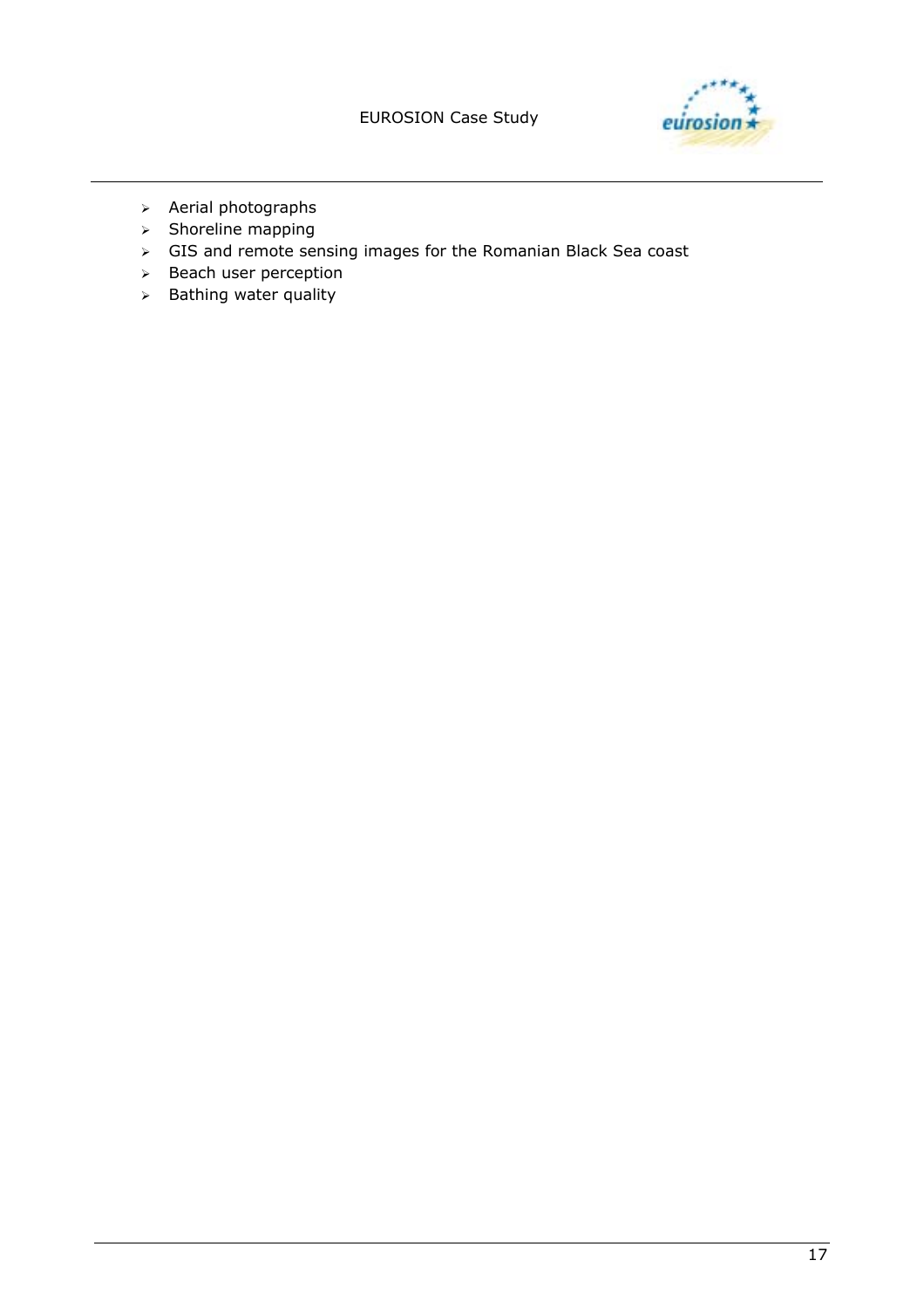- Aerial photographs
- Shoreline mapping
- GIS and remote sensing images for the Romanian Black Sea coast
- Beach user perception
- Bathing water quality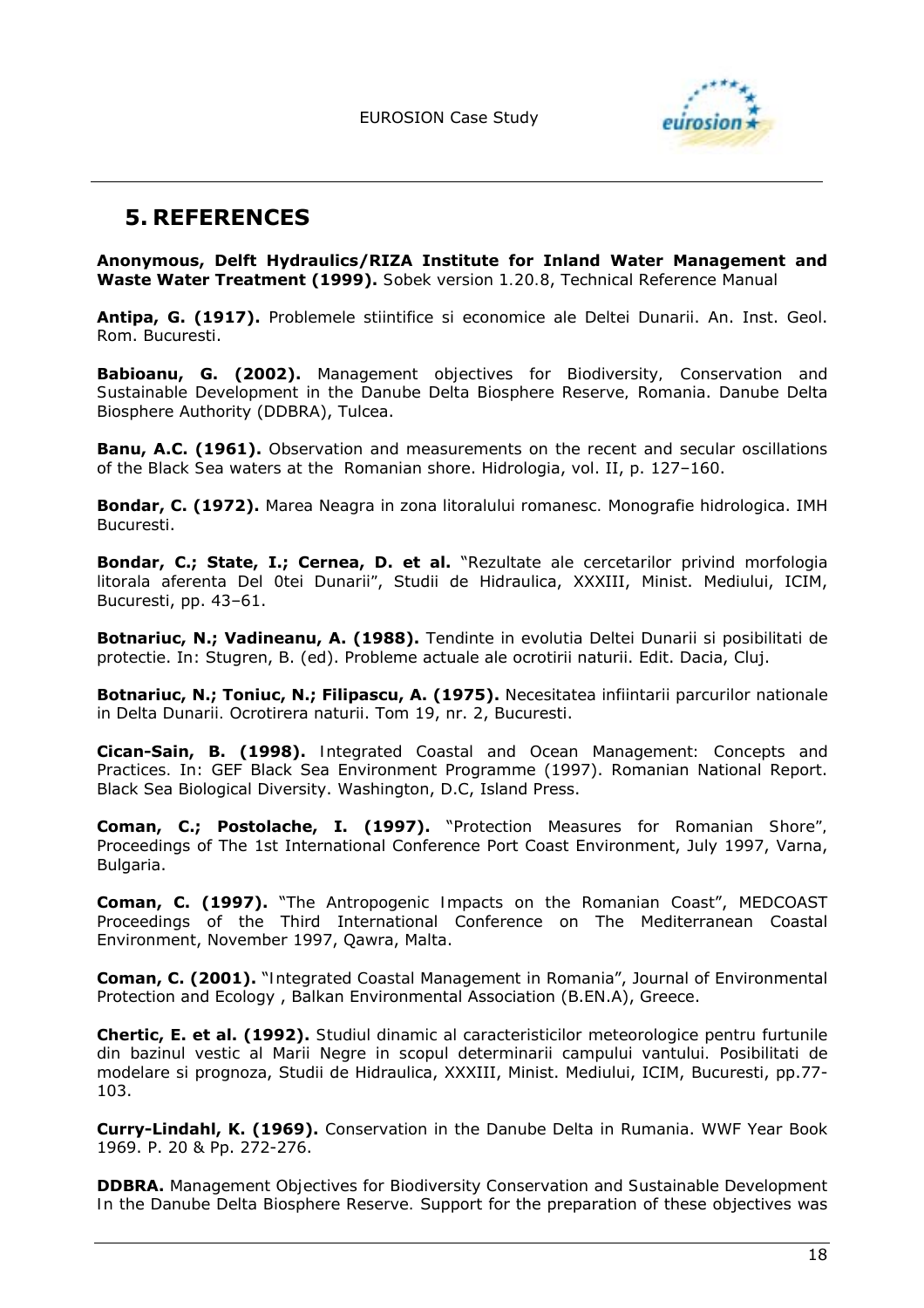## 5. REFERENCES

**Anonymous, Delft Hydraulics/RIZA Institute for Inland Water Management and Waste Water Treatment (1999).** Sobek version 1.20.8, Technical Reference Manual

**Antipa, G. (1917).** Problemele stiintifice si economice ale Deltei Dunarii. An. Inst. Geol. Rom. Bucuresti.

**Babioanu, G. (2002).** Management objectives for Biodiversity, Conservation and Sustainable Development in the Danube Delta Biosphere Reserve, Romania. Danube Delta Biosphere Authority (DDBRA), Tulcea.

**Banu, A.C. (1961).** Observation and measurements on the recent and secular oscillations of the Black Sea waters at the Romanian shore. Hidrologia, vol. II, p. 127–160.

**Bondar, C. (1972).** Marea Neagra in zona litoralului romanesc. Monografie hidrologica. IMH Bucuresti.

**Bondar, C.; State, I.; Cernea, D. et al.** "Rezultate ale cercetarilor privind morfologia litorala aferenta Del 0tei Dunarii", Studii de Hidraulica, XXXIII, Minist. Mediului, ICIM, Bucuresti, pp. 43–61.

**Botnariuc, N.; Vadineanu, A. (1988).** Tendinte in evolutia Deltei Dunarii si posibilitati de protectie. In: Stugren, B. (ed). Probleme actuale ale ocrotirii naturii. Edit. Dacia, Cluj.

**Botnariuc, N.; Toniuc, N.; Filipascu, A. (1975).** Necesitatea infiintarii parcurilor nationale in Delta Dunarii. Ocrotirera naturii. Tom 19, nr. 2, Bucuresti.

**Cican-Sain, B. (1998).** Integrated Coastal and Ocean Management: Concepts and Practices. In: GEF Black Sea Environment Programme (1997). Romanian National Report. Black Sea Biological Diversity. Washington, D.C, Island Press.

**Coman, C.; Postolache, I. (1997).** "Protection Measures for Romanian Shore", Proceedings of The 1st International Conference Port Coast Environment, July 1997, Varna, Bulgaria.

**Coman, C. (1997).** "The Antropogenic Impacts on the Romanian Coast", MEDCOAST Proceedings of the Third International Conference on The Mediterranean Coastal Environment, November 1997, Qawra, Malta.

**Coman, C. (2001).** "Integrated Coastal Management in Romania", Journal of Environmental Protection and Ecology , Balkan Environmental Association (B.EN.A), Greece.

**Chertic, E. et al. (1992).** Studiul dinamic al caracteristicilor meteorologice pentru furtunile din bazinul vestic al Marii Negre in scopul determinarii campului vantului. Posibilitati de modelare si prognoza, Studii de Hidraulica, XXXIII, Minist. Mediului, ICIM, Bucuresti, pp.77-103.

**Curry-Lindahl, K. (1969).** Conservation in the Danube Delta in Rumania. WWF Year Book 1969. P. 20 & Pp. 272-276.

**DDBRA.** Management Objectives for Biodiversity Conservation and Sustainable Development In the Danube Delta Biosphere Reserve. Support for the preparation of these objectives was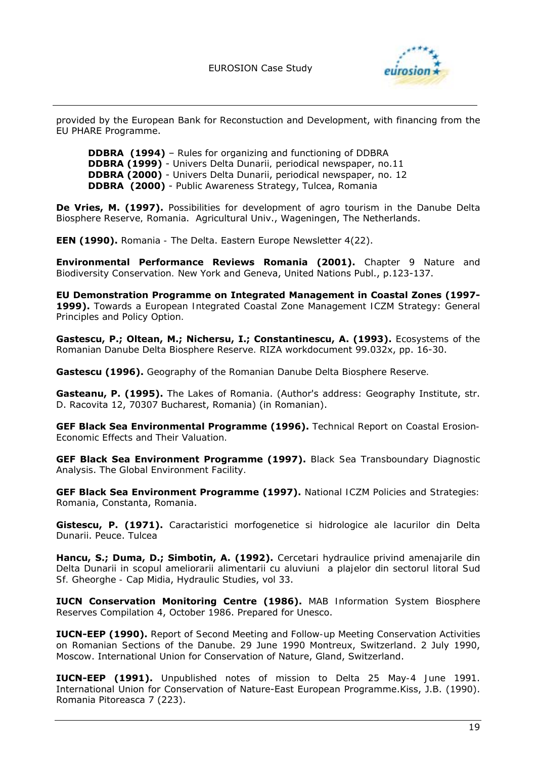provided by the European Bank for Reconstuction and Development, with financing from the EU PHARE Programme.

**DDBRA (1994)** – Rules for organizing and functioning of DDBRA
**DDBRA (1999)** - Univers Delta Dunarii, periodical newspaper, no.11
**DDBRA (2000)** - Univers Delta Dunarii, periodical newspaper, no. 12
**DDBRA (2000)** - Public Awareness Strategy, Tulcea, Romania

**De Vries, M. (1997).** Possibilities for development of agro tourism in the Danube Delta Biosphere Reserve, Romania. Agricultural Univ., Wageningen, The Netherlands.

**EEN (1990).** Romania - The Delta. Eastern Europe Newsletter 4(22).

**Environmental Performance Reviews Romania (2001).** Chapter 9 Nature and Biodiversity Conservation. New York and Geneva, United Nations Publ., p.123-137.

**EU Demonstration Programme on Integrated Management in Coastal Zones (1997-1999).** Towards a European Integrated Coastal Zone Management ICZM Strategy: General Principles and Policy Option.

**Gastescu, P.; Oltean, M.; Nichersu, I.; Constantinescu, A. (1993).** Ecosystems of the Romanian Danube Delta Biosphere Reserve. RIZA workdocument 99.032x, pp. 16-30.

**Gastescu (1996).** Geography of the Romanian Danube Delta Biosphere Reserve.

**Gasteanu, P. (1995).** The Lakes of Romania. (Author's address: Geography Institute, str. D. Racovita 12, 70307 Bucharest, Romania) (in Romanian).

**GEF Black Sea Environmental Programme (1996).** Technical Report on Coastal Erosion-Economic Effects and Their Valuation.

**GEF Black Sea Environment Programme (1997).** Black Sea Transboundary Diagnostic Analysis. The Global Environment Facility.

**GEF Black Sea Environment Programme (1997).** National ICZM Policies and Strategies: Romania, Constanta, Romania.

**Gistescu, P. (1971).** Caractaristici morfogenetice si hidrologice ale lacurilor din Delta Dunarii. Peuce. Tulcea

**Hancu, S.; Duma, D.; Simbotin, A. (1992).** Cercetari hydraulice privind amenajarile din Delta Dunarii in scopul ameliorarii alimentarii cu aluviuni a plajelor din sectorul litoral Sud Sf. Gheorghe - Cap Midia, Hydraulic Studies, vol 33.

**IUCN Conservation Monitoring Centre (1986).** MAB Information System Biosphere Reserves Compilation 4, October 1986. Prepared for Unesco.

**IUCN-EEP (1990).** Report of Second Meeting and Follow-up Meeting Conservation Activities on Romanian Sections of the Danube. 29 June 1990 Montreux, Switzerland. 2 July 1990, Moscow. International Union for Conservation of Nature, Gland, Switzerland.

**IUCN-EEP (1991).** Unpublished notes of mission to Delta 25 May-4 June 1991. International Union for Conservation of Nature-East European Programme.Kiss, J.B. (1990). Romania Pitoreasca 7 (223).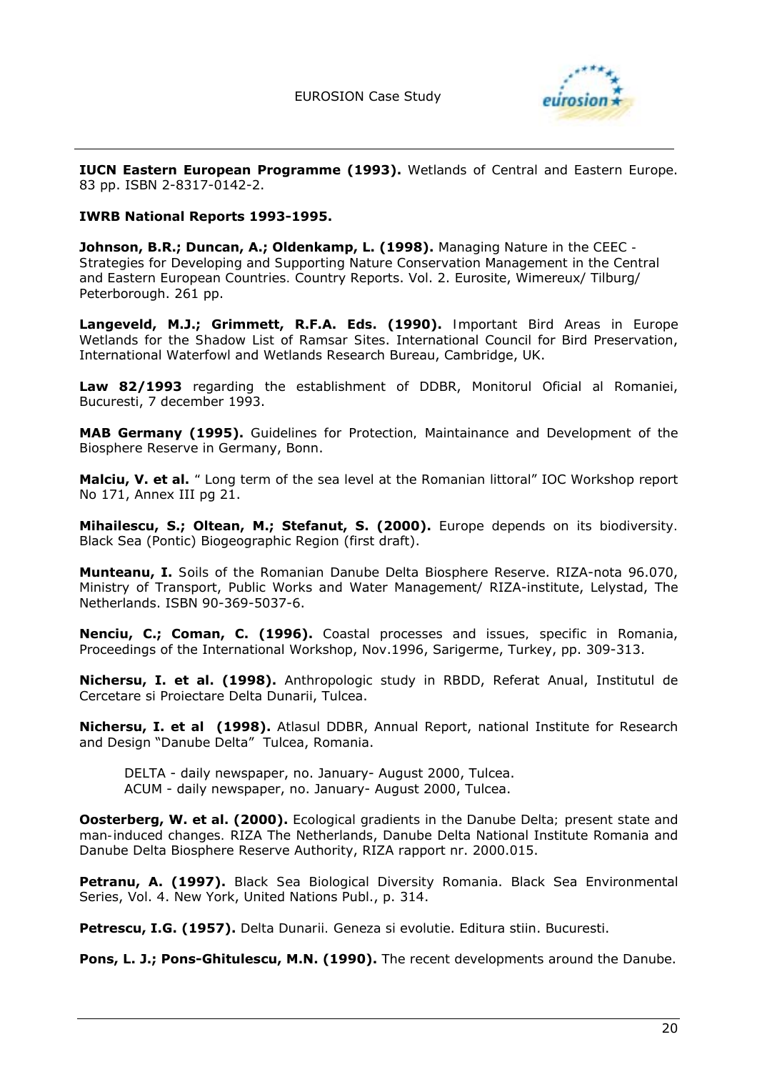**IUCN Eastern European Programme (1993).** Wetlands of Central and Eastern Europe. 83 pp. ISBN 2-8317-0142-2.

**IWRB National Reports 1993-1995.**

**Johnson, B.R.; Duncan, A.; Oldenkamp, L. (1998).** Managing Nature in the CEEC - Strategies for Developing and Supporting Nature Conservation Management in the Central and Eastern European Countries. Country Reports. Vol. 2. Eurosite, Wimereux/ Tilburg/ Peterborough. 261 pp.

**Langeveld, M.J.; Grimmett, R.F.A. Eds. (1990).** Important Bird Areas in Europe Wetlands for the Shadow List of Ramsar Sites. International Council for Bird Preservation, International Waterfowl and Wetlands Research Bureau, Cambridge, UK.

**Law 82/1993** regarding the establishment of DDBR, Monitorul Oficial al Romaniei, Bucuresti, 7 december 1993.

**MAB Germany (1995).** Guidelines for Protection, Maintainance and Development of the Biosphere Reserve in Germany, Bonn.

**Malciu, V. et al.** " Long term of the sea level at the Romanian littoral" IOC Workshop report No 171, Annex III pg 21.

**Mihailescu, S.; Oltean, M.; Stefanut, S. (2000).** Europe depends on its biodiversity. Black Sea (Pontic) Biogeographic Region (first draft).

**Munteanu, I.** Soils of the Romanian Danube Delta Biosphere Reserve. RIZA-nota 96.070, Ministry of Transport, Public Works and Water Management/ RIZA-institute, Lelystad, The Netherlands. ISBN 90-369-5037-6.

**Nenciu, C.; Coman, C. (1996).** Coastal processes and issues, specific in Romania, Proceedings of the International Workshop, Nov.1996, Sarigerme, Turkey, pp. 309-313.

**Nichersu, I. et al. (1998).** Anthropologic study in RBDD, Referat Anual, Institutul de Cercetare si Proiectare Delta Dunarii, Tulcea.

**Nichersu, I. et al (1998).** Atlasul DDBR, Annual Report, national Institute for Research and Design "Danube Delta" Tulcea, Romania.

DELTA - daily newspaper, no. January- August 2000, Tulcea.
ACUM - daily newspaper, no. January- August 2000, Tulcea.

**Oosterberg, W. et al. (2000).** Ecological gradients in the Danube Delta; present state and man-induced changes. RIZA The Netherlands, Danube Delta National Institute Romania and Danube Delta Biosphere Reserve Authority, RIZA rapport nr. 2000.015.

**Petranu, A. (1997).** Black Sea Biological Diversity Romania. Black Sea Environmental Series, Vol. 4. New York, United Nations Publ., p. 314.

**Petrescu, I.G. (1957).** Delta Dunarii. Geneza si evolutie. Editura stiin. Bucuresti.

**Pons, L. J.; Pons-Ghitulescu, M.N. (1990).** The recent developments around the Danube.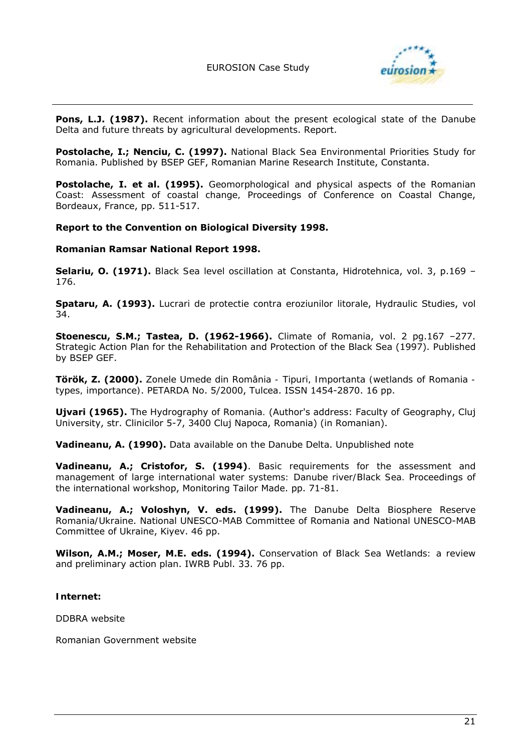**Pons, L.J. (1987).** Recent information about the present ecological state of the Danube Delta and future threats by agricultural developments. Report.

**Postolache, I.; Nenciu, C. (1997).** National Black Sea Environmental Priorities Study for Romania. Published by BSEP GEF, Romanian Marine Research Institute, Constanta.

**Postolache, I. et al. (1995).** Geomorphological and physical aspects of the Romanian Coast: Assessment of coastal change, Proceedings of Conference on Coastal Change, Bordeaux, France, pp. 511-517.

**Report to the Convention on Biological Diversity 1998.**

**Romanian Ramsar National Report 1998.**

**Selariu, O. (1971).** Black Sea level oscillation at Constanta, Hidrotehnica, vol. 3, p.169 – 176.

**Spataru, A. (1993).** Lucrari de protectie contra eroziunilor litorale, Hydraulic Studies, vol 34.

**Stoenescu, S.M.; Tastea, D. (1962-1966).** Climate of Romania, vol. 2 pg.167 –277. Strategic Action Plan for the Rehabilitation and Protection of the Black Sea (1997). Published by BSEP GEF.

**Török, Z. (2000).** Zonele Umede din România - Tipuri, Importanta (wetlands of Romania - types, importance). PETARDA No. 5/2000, Tulcea. ISSN 1454-2870. 16 pp.

**Ujvari (1965).** The Hydrography of Romania. (Author's address: Faculty of Geography, Cluj University, str. Clinicilor 5-7, 3400 Cluj Napoca, Romania) (in Romanian).

**Vadineanu, A. (1990).** Data available on the Danube Delta. Unpublished note

**Vadineanu, A.; Cristofor, S. (1994)**. Basic requirements for the assessment and management of large international water systems: Danube river/Black Sea. Proceedings of the international workshop, Monitoring Tailor Made. pp. 71-81.

**Vadineanu, A.; Voloshyn, V. eds. (1999).** The Danube Delta Biosphere Reserve Romania/Ukraine. National UNESCO-MAB Committee of Romania and National UNESCO-MAB Committee of Ukraine, Kiyev. 46 pp.

**Wilson, A.M.; Moser, M.E. eds. (1994).** Conservation of Black Sea Wetlands: a review and preliminary action plan. IWRB Publ. 33. 76 pp.

**Internet:**

DDBRA website

Romanian Government website